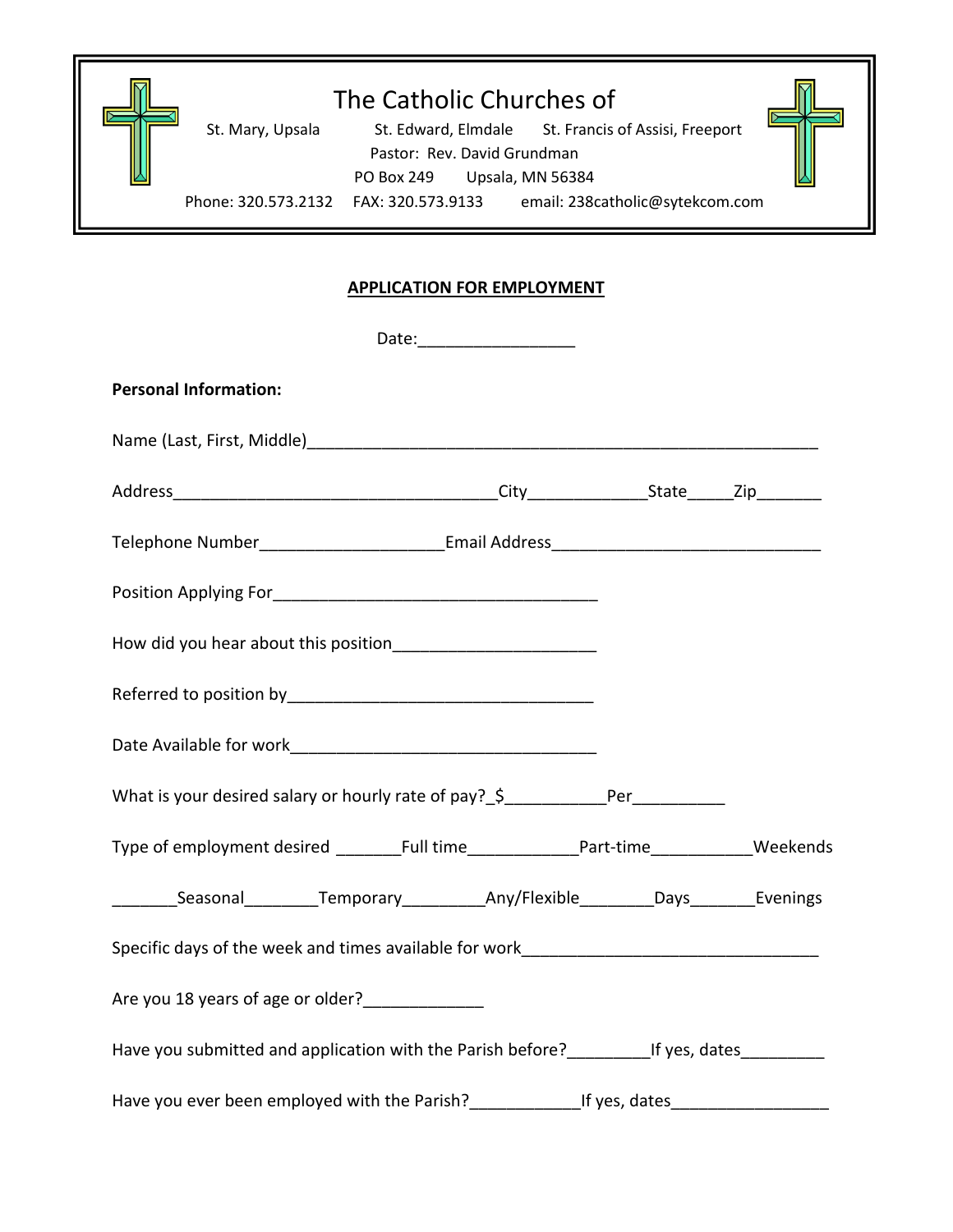# The Catholic Churches of

St. Mary, Upsala          St. Edward, Elmdale          St. Francis of Assisi, Freeport

Pastor: Rev. David Grundman

PO Box 249          Upsala, MN 56384

Phone: 320.573.2132     FAX: 320.573.9133          email: 238catholic@sytekcom.com

## APPLICATION FOR EMPLOYMENT

Date:_________________

**Personal Information:**

Name (Last, First, Middle)_________________________________________________________

Address___________________________________City_____________State_____Zip_______

Telephone Number____________________Email Address_____________________________

Position Applying For____________________________________

How did you hear about this position______________________

Referred to position by_________________________________

Date Available for work_________________________________

What is your desired salary or hourly rate of pay?_$___________Per__________

Type of employment desired _______Full time____________Part-time___________Weekends

_______Seasonal________Temporary_________Any/Flexible________Days_______Evenings

Specific days of the week and times available for work________________________________

Are you 18 years of age or older?_____________

Have you submitted and application with the Parish before?_________If yes, dates_________

Have you ever been employed with the Parish?____________If yes, dates_________________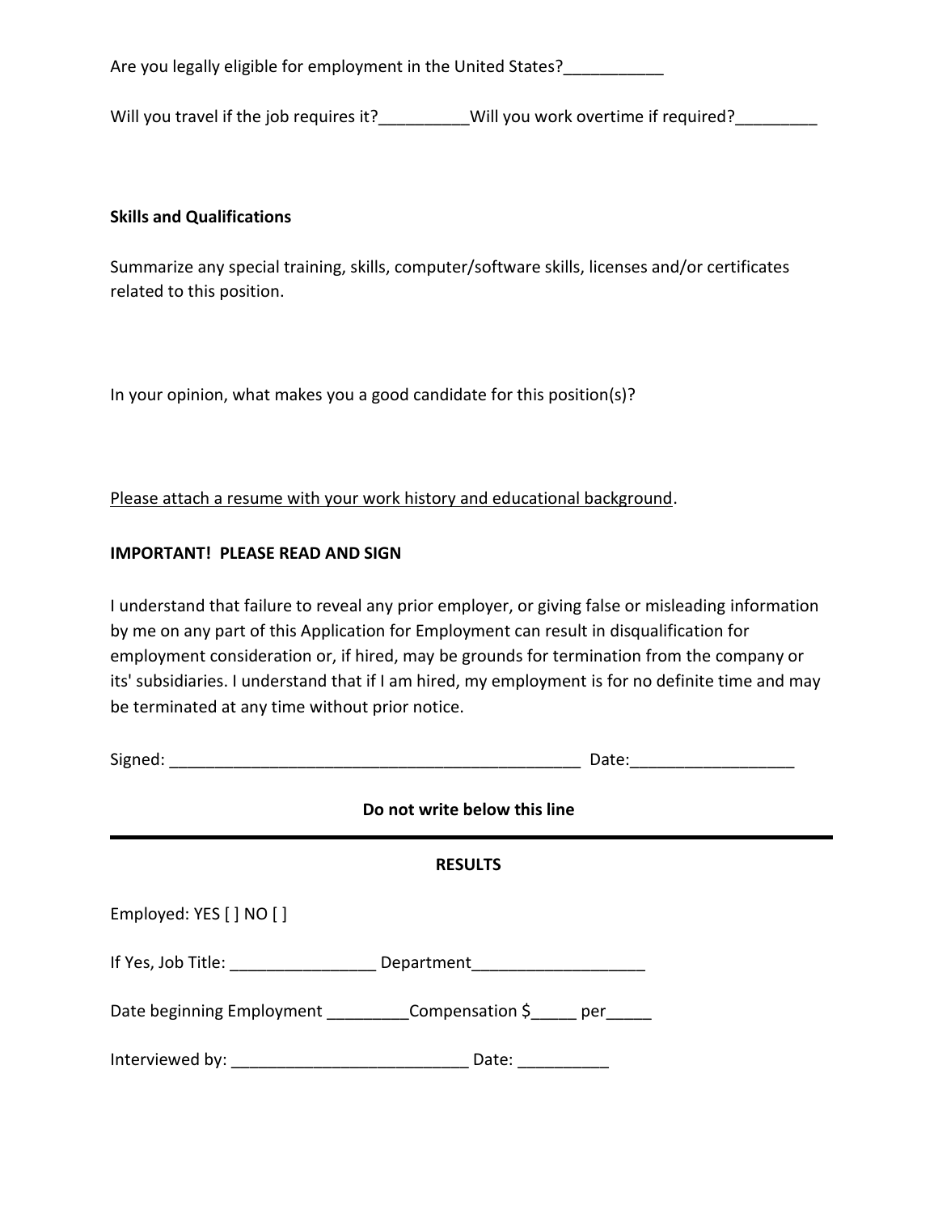Are you legally eligible for employment in the United States?___________

Will you travel if the job requires it?__________Will you work overtime if required?_________

**Skills and Qualifications**

Summarize any special training, skills, computer/software skills, licenses and/or certificates related to this position.

In your opinion, what makes you a good candidate for this position(s)?

Please attach a resume with your work history and educational background.

**IMPORTANT! PLEASE READ AND SIGN**

I understand that failure to reveal any prior employer, or giving false or misleading information by me on any part of this Application for Employment can result in disqualification for employment consideration or, if hired, may be grounds for termination from the company or its' subsidiaries. I understand that if I am hired, my employment is for no definite time and may be terminated at any time without prior notice.

Signed: ______________________________________________ Date:__________________

**Do not write below this line**

---

**RESULTS**

Employed: YES [ ] NO [ ]

If Yes, Job Title: ________________ Department___________________

Date beginning Employment _________Compensation $_____ per_____

Interviewed by: __________________________ Date: __________